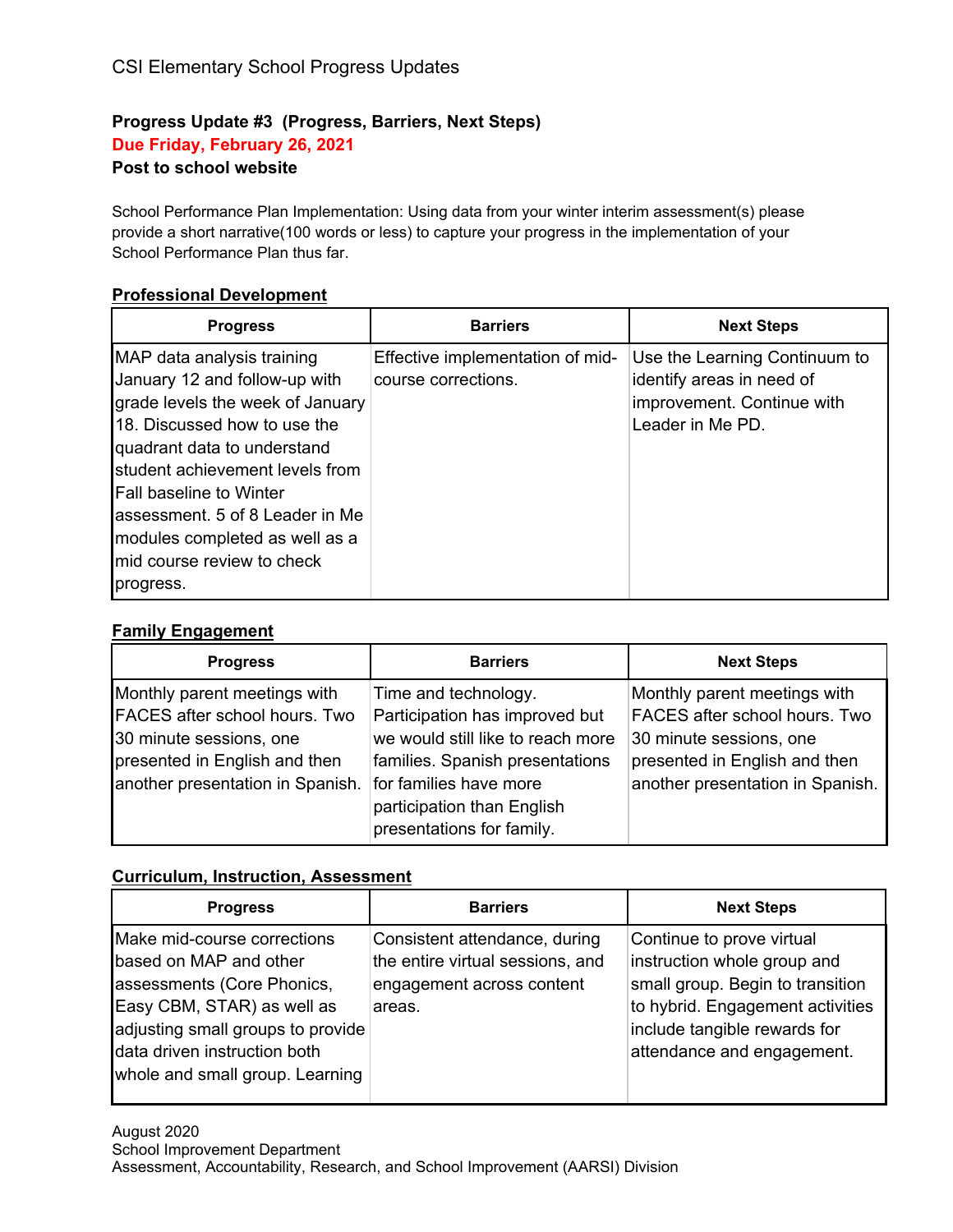CSI Elementary School Progress Updates

**Progress Update #3 (Progress, Barriers, Next Steps)**
**Due Friday, February 26, 2021**
**Post to school website**

School Performance Plan Implementation: Using data from your winter interim assessment(s) please provide a short narrative(100 words or less) to capture your progress in the implementation of your School Performance Plan thus far.

**Professional Development**

| Progress | Barriers | Next Steps |
|---|---|---|
| MAP data analysis training January 12 and follow-up with grade levels the week of January 18. Discussed how to use the quadrant data to understand student achievement levels from Fall baseline to Winter assessment. 5 of 8 Leader in Me modules completed as well as a mid course review to check progress. | Effective implementation of mid-course corrections. | Use the Learning Continuum to identify areas in need of improvement. Continue with Leader in Me PD. |

**Family Engagement**

| Progress | Barriers | Next Steps |
|---|---|---|
| Monthly parent meetings with FACES after school hours. Two 30 minute sessions, one presented in English and then another presentation in Spanish. | Time and technology. Participation has improved but we would still like to reach more families. Spanish presentations for families have more participation than English presentations for family. | Monthly parent meetings with FACES after school hours. Two 30 minute sessions, one presented in English and then another presentation in Spanish. |

**Curriculum, Instruction, Assessment**

| Progress | Barriers | Next Steps |
|---|---|---|
| Make mid-course corrections based on MAP and other assessments (Core Phonics, Easy CBM, STAR) as well as adjusting small groups to provide data driven instruction both whole and small group. Learning | Consistent attendance, during the entire virtual sessions, and engagement across content areas. | Continue to prove virtual instruction whole group and small group. Begin to transition to hybrid. Engagement activities include tangible rewards for attendance and engagement. |

August 2020
School Improvement Department
Assessment, Accountability, Research, and School Improvement (AARSI) Division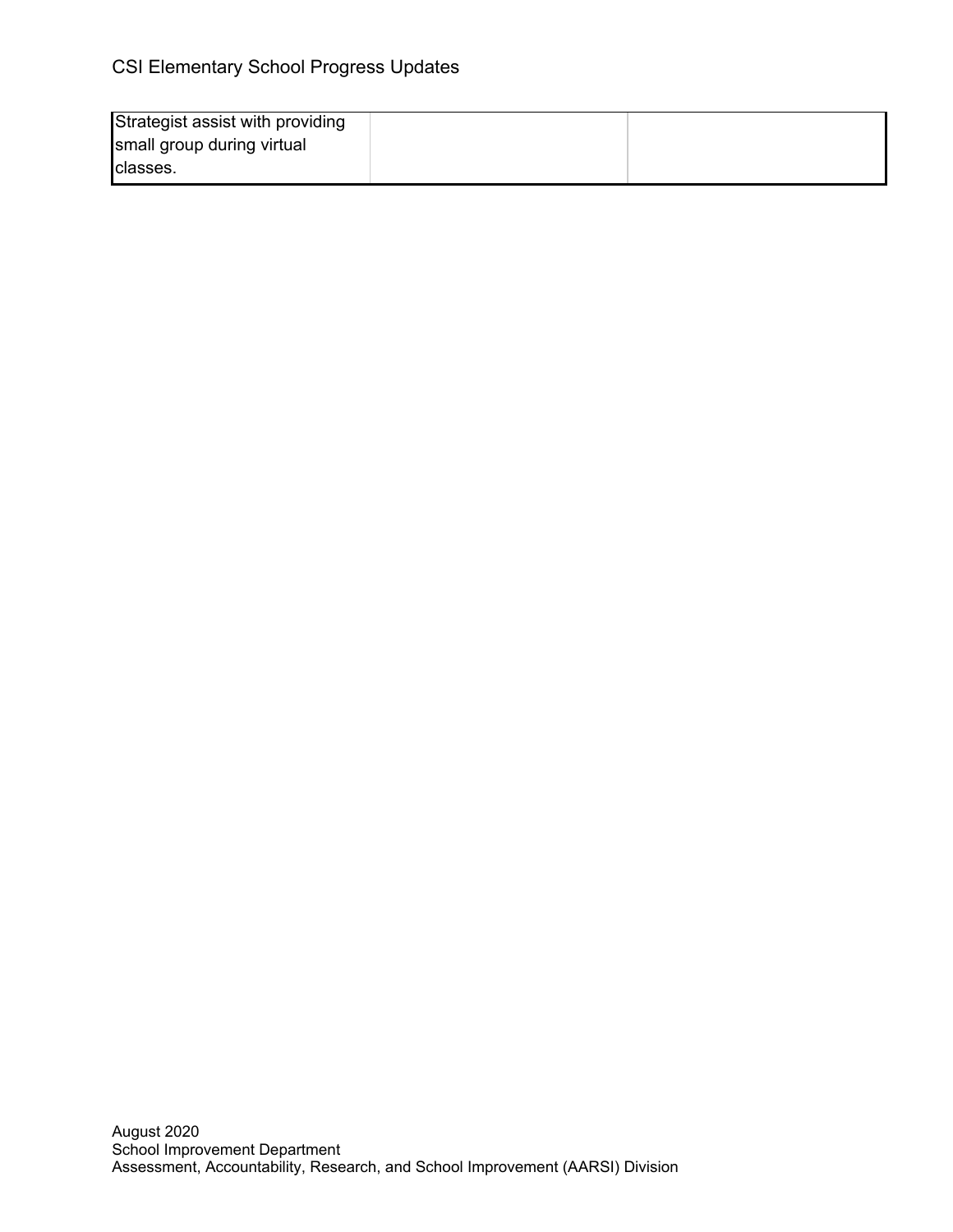| Strategist assist with providing small group during virtual classes. | | |
|---|---|---|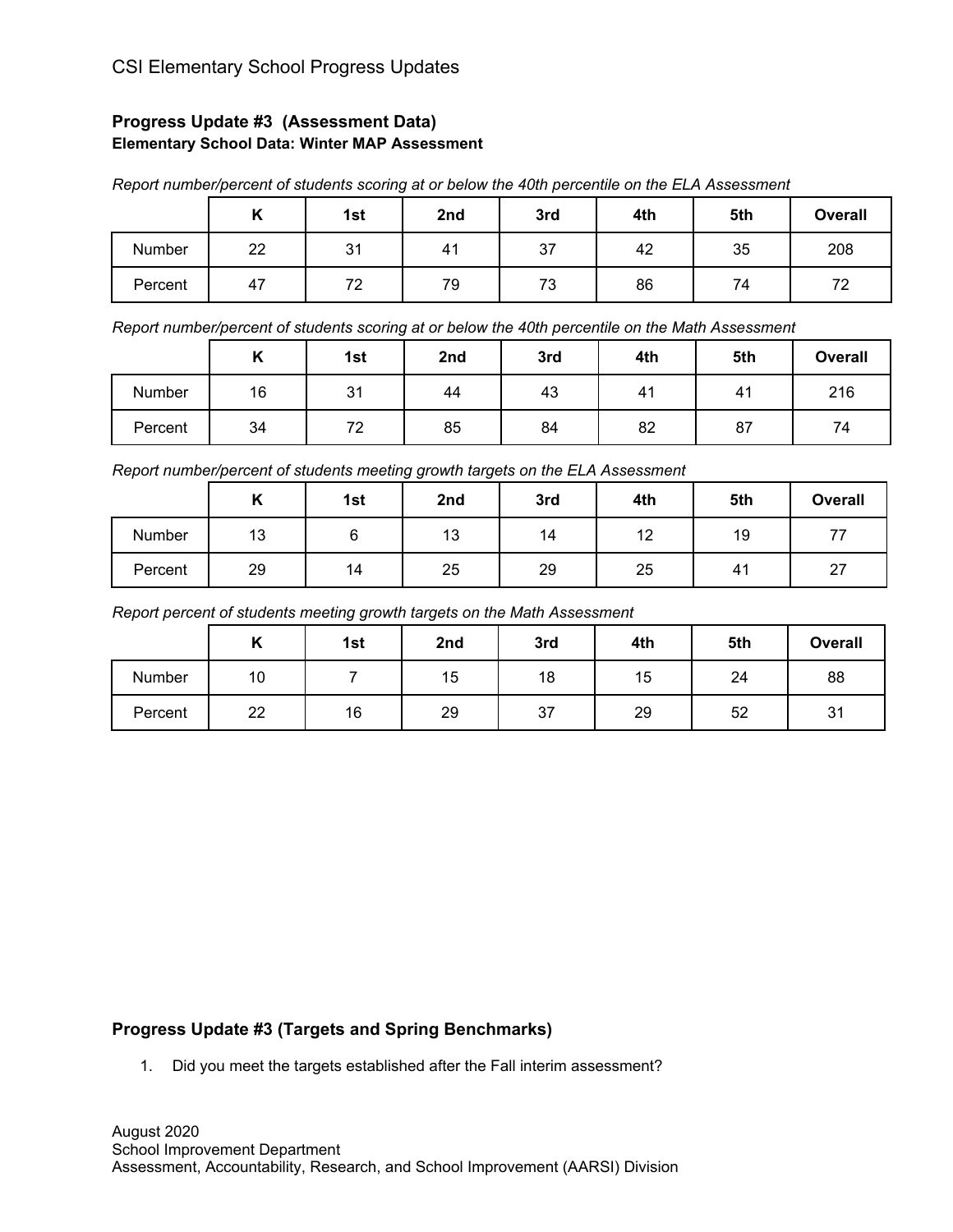## Progress Update #3 (Assessment Data)

### Elementary School Data: Winter MAP Assessment

*Report number/percent of students scoring at or below the 40th percentile on the ELA Assessment*

| | K | 1st | 2nd | 3rd | 4th | 5th | Overall |
|---|---|---|---|---|---|---|---|
| Number | 22 | 31 | 41 | 37 | 42 | 35 | 208 |
| Percent | 47 | 72 | 79 | 73 | 86 | 74 | 72 |

*Report number/percent of students scoring at or below the 40th percentile on the Math Assessment*

| | K | 1st | 2nd | 3rd | 4th | 5th | Overall |
|---|---|---|---|---|---|---|---|
| Number | 16 | 31 | 44 | 43 | 41 | 41 | 216 |
| Percent | 34 | 72 | 85 | 84 | 82 | 87 | 74 |

*Report number/percent of students meeting growth targets on the ELA Assessment*

| | K | 1st | 2nd | 3rd | 4th | 5th | Overall |
|---|---|---|---|---|---|---|---|
| Number | 13 | 6 | 13 | 14 | 12 | 19 | 77 |
| Percent | 29 | 14 | 25 | 29 | 25 | 41 | 27 |

*Report percent of students meeting growth targets on the Math Assessment*

| | K | 1st | 2nd | 3rd | 4th | 5th | Overall |
|---|---|---|---|---|---|---|---|
| Number | 10 | 7 | 15 | 18 | 15 | 24 | 88 |
| Percent | 22 | 16 | 29 | 37 | 29 | 52 | 31 |

## Progress Update #3 (Targets and Spring Benchmarks)

1. Did you meet the targets established after the Fall interim assessment?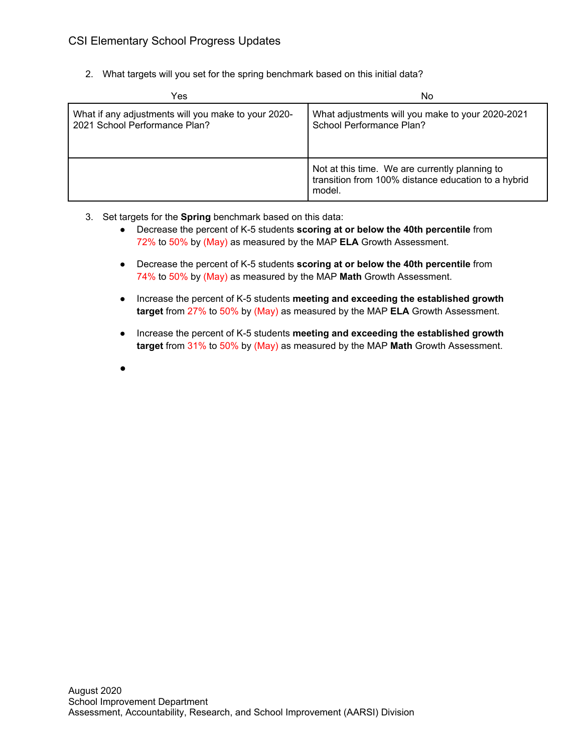2. What targets will you set for the spring benchmark based on this initial data?

| Yes | No |
| --- | --- |
| What if any adjustments will you make to your 2020-2021 School Performance Plan? | What adjustments will you make to your 2020-2021 School Performance Plan? |
| | Not at this time. We are currently planning to transition from 100% distance education to a hybrid model. |

3. Set targets for the **Spring** benchmark based on this data:
   - Decrease the percent of K-5 students **scoring at or below the 40th percentile** from 72% to 50% by (May) as measured by the MAP **ELA** Growth Assessment.
   - Decrease the percent of K-5 students **scoring at or below the 40th percentile** from 74% to 50% by (May) as measured by the MAP **Math** Growth Assessment.
   - Increase the percent of K-5 students **meeting and exceeding the established growth target** from 27% to 50% by (May) as measured by the MAP **ELA** Growth Assessment.
   - Increase the percent of K-5 students **meeting and exceeding the established growth target** from 31% to 50% by (May) as measured by the MAP **Math** Growth Assessment.
   -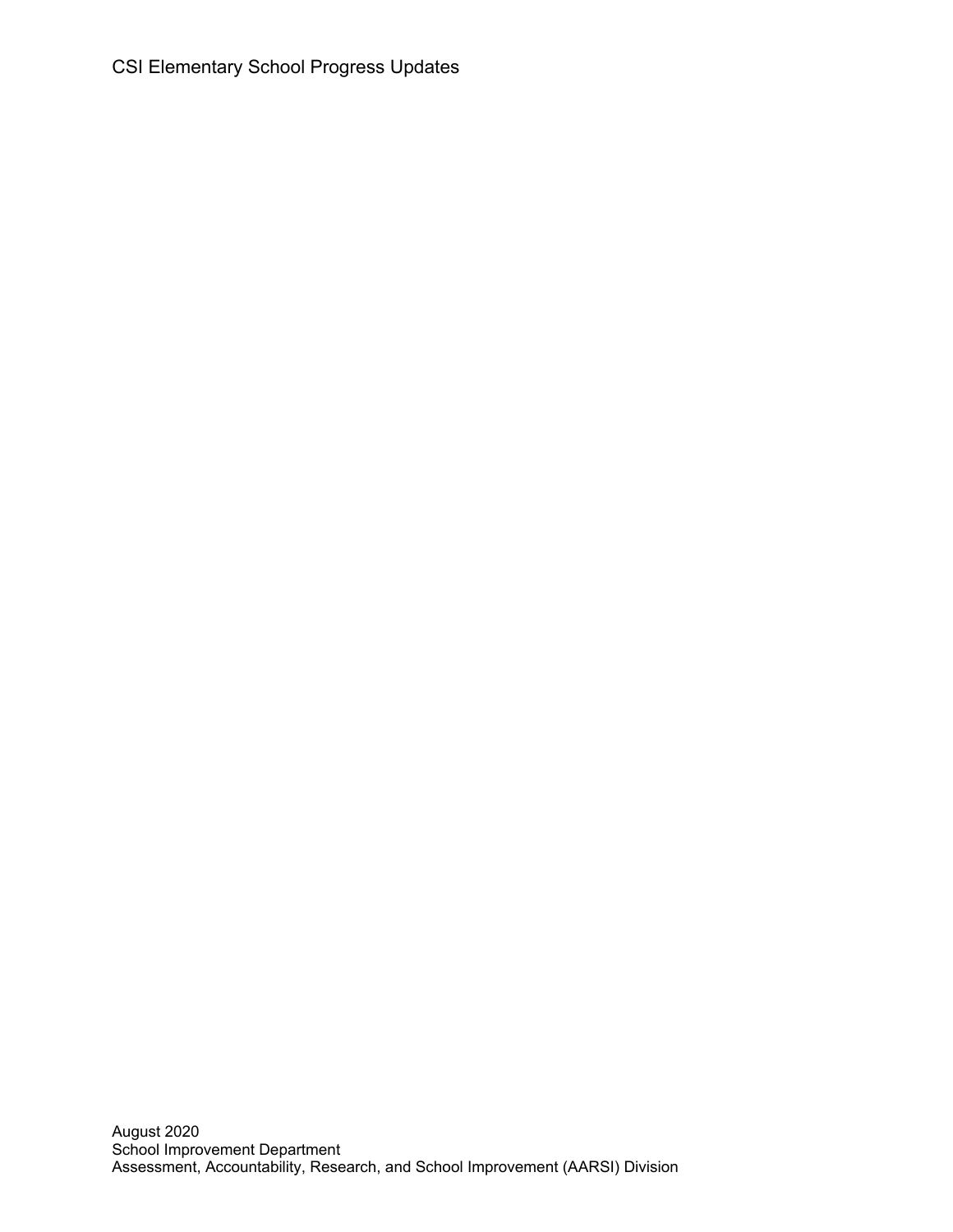CSI Elementary School Progress Updates

August 2020
School Improvement Department
Assessment, Accountability, Research, and School Improvement (AARSI) Division